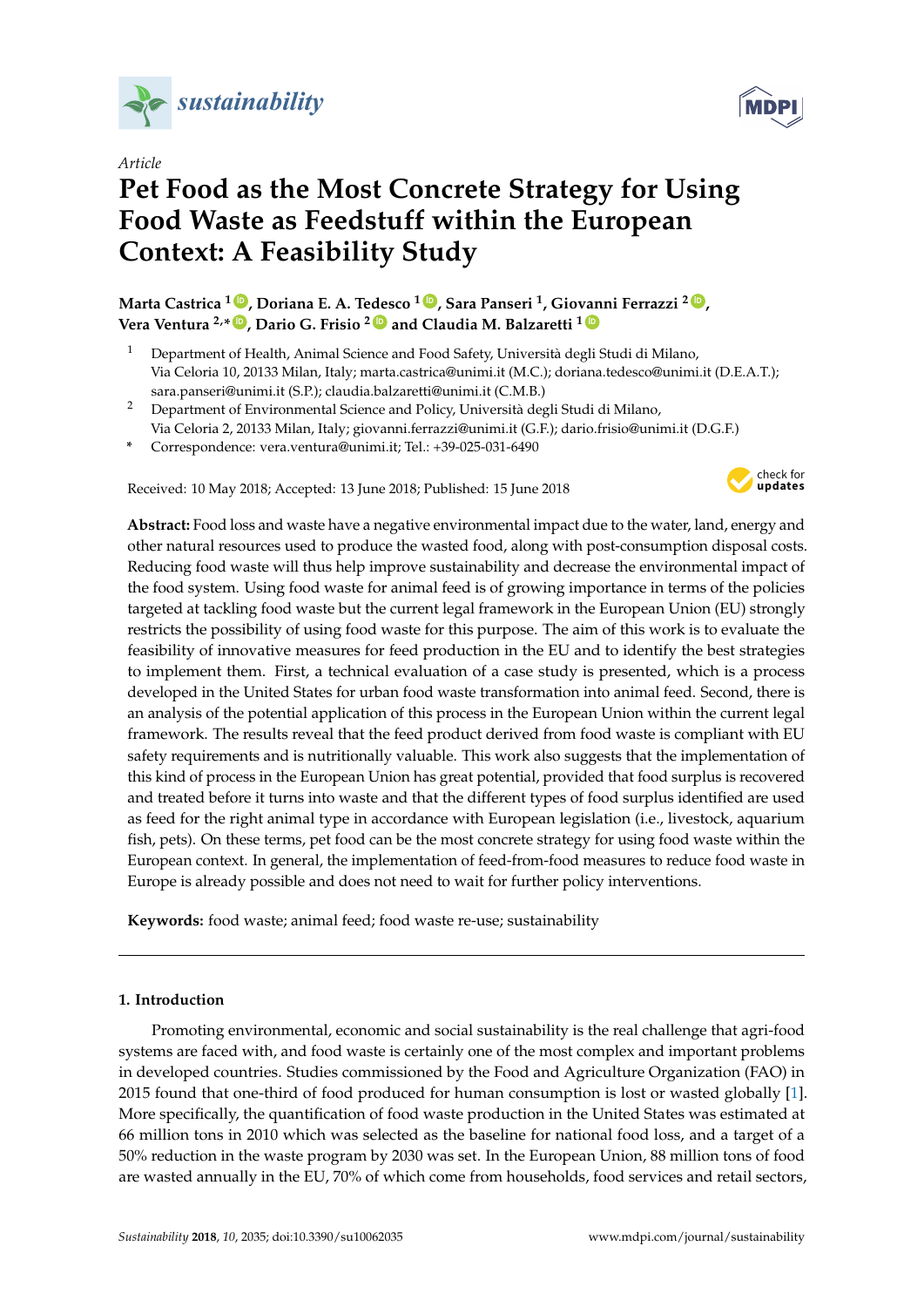*Article*

# Pet Food as the Most Concrete Strategy for Using Food Waste as Feedstuff within the European Context: A Feasibility Study

**Marta Castrica [1], Doriana E. A. Tedesco [1], Sara Panseri [1], Giovanni Ferrazzi [2], Vera Ventura [2,*], Dario G. Frisio [2] and Claudia M. Balzaretti [1]**

[1] Department of Health, Animal Science and Food Safety, Università degli Studi di Milano, Via Celoria 10, 20133 Milan, Italy; marta.castrica@unimi.it (M.C.); doriana.tedesco@unimi.it (D.E.A.T.); sara.panseri@unimi.it (S.P.); claudia.balzaretti@unimi.it (C.M.B.)

[2] Department of Environmental Science and Policy, Università degli Studi di Milano, Via Celoria 2, 20133 Milan, Italy; giovanni.ferrazzi@unimi.it (G.F.); dario.frisio@unimi.it (D.G.F.)

\* Correspondence: vera.ventura@unimi.it; Tel.: +39-025-031-6490

Received: 10 May 2018; Accepted: 13 June 2018; Published: 15 June 2018

**Abstract:** Food loss and waste have a negative environmental impact due to the water, land, energy and other natural resources used to produce the wasted food, along with post-consumption disposal costs. Reducing food waste will thus help improve sustainability and decrease the environmental impact of the food system. Using food waste for animal feed is of growing importance in terms of the policies targeted at tackling food waste but the current legal framework in the European Union (EU) strongly restricts the possibility of using food waste for this purpose. The aim of this work is to evaluate the feasibility of innovative measures for feed production in the EU and to identify the best strategies to implement them. First, a technical evaluation of a case study is presented, which is a process developed in the United States for urban food waste transformation into animal feed. Second, there is an analysis of the potential application of this process in the European Union within the current legal framework. The results reveal that the feed product derived from food waste is compliant with EU safety requirements and is nutritionally valuable. This work also suggests that the implementation of this kind of process in the European Union has great potential, provided that food surplus is recovered and treated before it turns into waste and that the different types of food surplus identified are used as feed for the right animal type in accordance with European legislation (i.e., livestock, aquarium fish, pets). On these terms, pet food can be the most concrete strategy for using food waste within the European context. In general, the implementation of feed-from-food measures to reduce food waste in Europe is already possible and does not need to wait for further policy interventions.

**Keywords:** food waste; animal feed; food waste re-use; sustainability

## 1. Introduction

Promoting environmental, economic and social sustainability is the real challenge that agri-food systems are faced with, and food waste is certainly one of the most complex and important problems in developed countries. Studies commissioned by the Food and Agriculture Organization (FAO) in 2015 found that one-third of food produced for human consumption is lost or wasted globally [1]. More specifically, the quantification of food waste production in the United States was estimated at 66 million tons in 2010 which was selected as the baseline for national food loss, and a target of a 50% reduction in the waste program by 2030 was set. In the European Union, 88 million tons of food are wasted annually in the EU, 70% of which come from households, food services and retail sectors,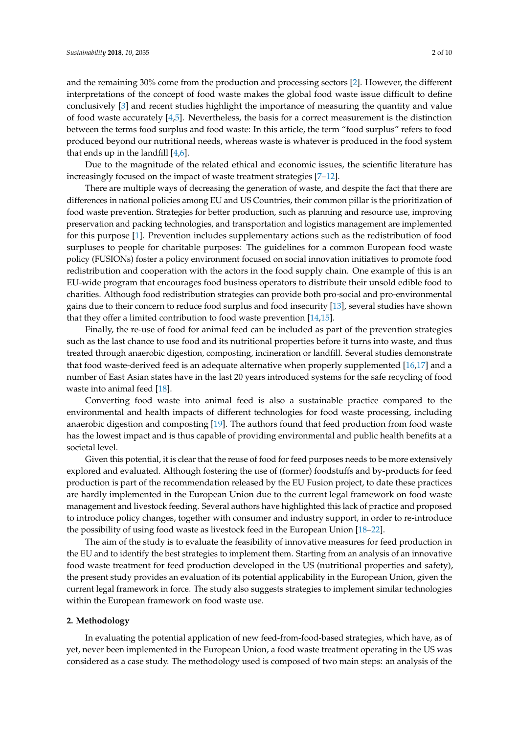and the remaining 30% come from the production and processing sectors [2]. However, the different interpretations of the concept of food waste makes the global food waste issue difficult to define conclusively [3] and recent studies highlight the importance of measuring the quantity and value of food waste accurately [4,5]. Nevertheless, the basis for a correct measurement is the distinction between the terms food surplus and food waste: In this article, the term "food surplus" refers to food produced beyond our nutritional needs, whereas waste is whatever is produced in the food system that ends up in the landfill [4,6].

Due to the magnitude of the related ethical and economic issues, the scientific literature has increasingly focused on the impact of waste treatment strategies [7–12].

There are multiple ways of decreasing the generation of waste, and despite the fact that there are differences in national policies among EU and US Countries, their common pillar is the prioritization of food waste prevention. Strategies for better production, such as planning and resource use, improving preservation and packing technologies, and transportation and logistics management are implemented for this purpose [1]. Prevention includes supplementary actions such as the redistribution of food surpluses to people for charitable purposes: The guidelines for a common European food waste policy (FUSIONs) foster a policy environment focused on social innovation initiatives to promote food redistribution and cooperation with the actors in the food supply chain. One example of this is an EU-wide program that encourages food business operators to distribute their unsold edible food to charities. Although food redistribution strategies can provide both pro-social and pro-environmental gains due to their concern to reduce food surplus and food insecurity [13], several studies have shown that they offer a limited contribution to food waste prevention [14,15].

Finally, the re-use of food for animal feed can be included as part of the prevention strategies such as the last chance to use food and its nutritional properties before it turns into waste, and thus treated through anaerobic digestion, composting, incineration or landfill. Several studies demonstrate that food waste-derived feed is an adequate alternative when properly supplemented [16,17] and a number of East Asian states have in the last 20 years introduced systems for the safe recycling of food waste into animal feed [18].

Converting food waste into animal feed is also a sustainable practice compared to the environmental and health impacts of different technologies for food waste processing, including anaerobic digestion and composting [19]. The authors found that feed production from food waste has the lowest impact and is thus capable of providing environmental and public health benefits at a societal level.

Given this potential, it is clear that the reuse of food for feed purposes needs to be more extensively explored and evaluated. Although fostering the use of (former) foodstuffs and by-products for feed production is part of the recommendation released by the EU Fusion project, to date these practices are hardly implemented in the European Union due to the current legal framework on food waste management and livestock feeding. Several authors have highlighted this lack of practice and proposed to introduce policy changes, together with consumer and industry support, in order to re-introduce the possibility of using food waste as livestock feed in the European Union [18–22].

The aim of the study is to evaluate the feasibility of innovative measures for feed production in the EU and to identify the best strategies to implement them. Starting from an analysis of an innovative food waste treatment for feed production developed in the US (nutritional properties and safety), the present study provides an evaluation of its potential applicability in the European Union, given the current legal framework in force. The study also suggests strategies to implement similar technologies within the European framework on food waste use.

## 2. Methodology

In evaluating the potential application of new feed-from-food-based strategies, which have, as of yet, never been implemented in the European Union, a food waste treatment operating in the US was considered as a case study. The methodology used is composed of two main steps: an analysis of the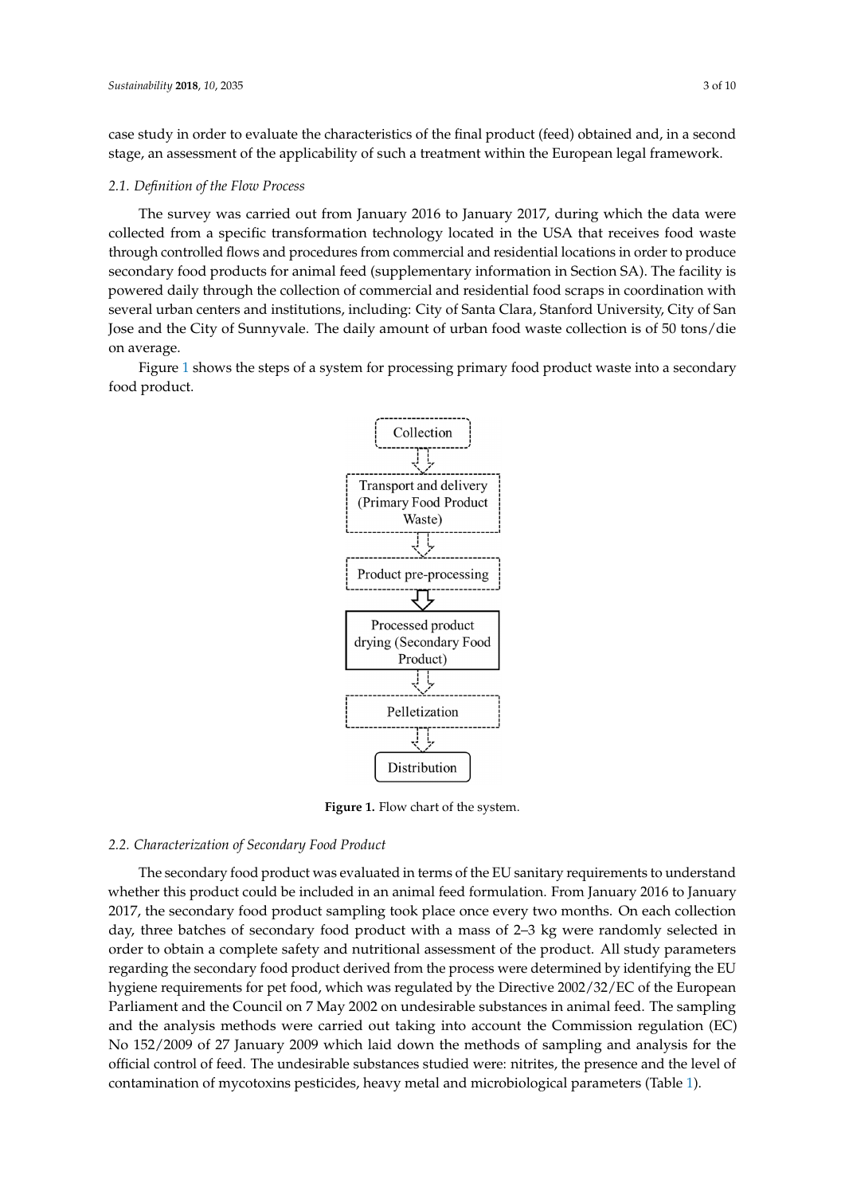case study in order to evaluate the characteristics of the final product (feed) obtained and, in a second stage, an assessment of the applicability of such a treatment within the European legal framework.

### 2.1. Definition of the Flow Process

The survey was carried out from January 2016 to January 2017, during which the data were collected from a specific transformation technology located in the USA that receives food waste through controlled flows and procedures from commercial and residential locations in order to produce secondary food products for animal feed (supplementary information in Section SA). The facility is powered daily through the collection of commercial and residential food scraps in coordination with several urban centers and institutions, including: City of Santa Clara, Stanford University, City of San Jose and the City of Sunnyvale. The daily amount of urban food waste collection is of 50 tons/die on average.

Figure 1 shows the steps of a system for processing primary food product waste into a secondary food product.

**Figure 1.** Flow chart of the system.

### 2.2. Characterization of Secondary Food Product

The secondary food product was evaluated in terms of the EU sanitary requirements to understand whether this product could be included in an animal feed formulation. From January 2016 to January 2017, the secondary food product sampling took place once every two months. On each collection day, three batches of secondary food product with a mass of 2–3 kg were randomly selected in order to obtain a complete safety and nutritional assessment of the product. All study parameters regarding the secondary food product derived from the process were determined by identifying the EU hygiene requirements for pet food, which was regulated by the Directive 2002/32/EC of the European Parliament and the Council on 7 May 2002 on undesirable substances in animal feed. The sampling and the analysis methods were carried out taking into account the Commission regulation (EC) No 152/2009 of 27 January 2009 which laid down the methods of sampling and analysis for the official control of feed. The undesirable substances studied were: nitrites, the presence and the level of contamination of mycotoxins pesticides, heavy metal and microbiological parameters (Table 1).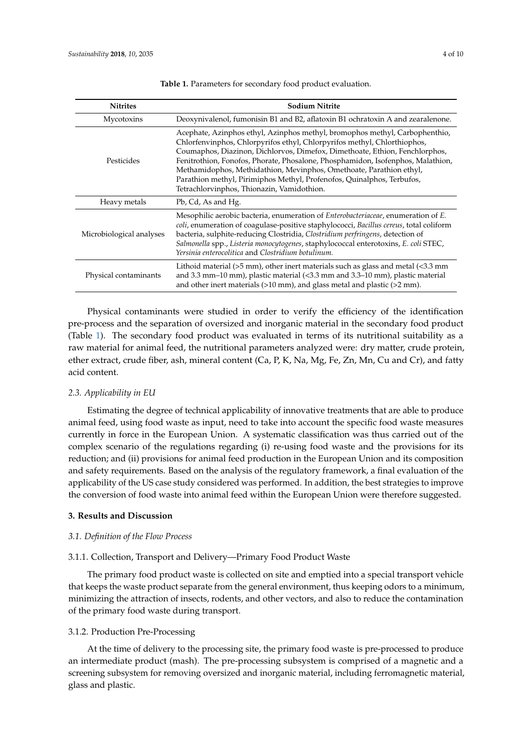Table 1. Parameters for secondary food product evaluation.

| Nitrites | Sodium Nitrite |
|---|---|
| Mycotoxins | Deoxynivalenol, fumonisin B1 and B2, aflatoxin B1 ochratoxin A and zearalenone. |
| Pesticides | Acephate, Azinphos ethyl, Azinphos methyl, bromophos methyl, Carbophenthio, Chlorfenvinphos, Chlorpyrifos ethyl, Chlorpyrifos methyl, Chlorthiophos, Coumaphos, Diazinon, Dichlorvos, Dimefox, Dimethoate, Ethion, Fenchlorphos, Fenitrothion, Fonofos, Phorate, Phosalone, Phosphamidon, Isofenphos, Malathion, Methamidophos, Methidathion, Mevinphos, Omethoate, Parathion ethyl, Parathion methyl, Pirimiphos Methyl, Profenofos, Quinalphos, Terbufos, Tetrachlorvinphos, Thionazin, Vamidothion. |
| Heavy metals | Pb, Cd, As and Hg. |
| Microbiological analyses | Mesophilic aerobic bacteria, enumeration of *Enterobacteriaceae*, enumeration of *E. coli*, enumeration of coagulase-positive staphylococci, *Bacillus cereus*, total coliform bacteria, sulphite-reducing Clostridia, *Clostridium perfringens*, detection of *Salmonella* spp., *Listeria monocytogenes*, staphylococcal enterotoxins, *E. coli* STEC, *Yersinia enterocolitica* and *Clostridium botulinum.* |
| Physical contaminants | Lithoid material (>5 mm), other inert materials such as glass and metal (<3.3 mm and 3.3 mm–10 mm), plastic material (<3.3 mm and 3.3–10 mm), plastic material and other inert materials (>10 mm), and glass metal and plastic (>2 mm). |

Physical contaminants were studied in order to verify the efficiency of the identification pre-process and the separation of oversized and inorganic material in the secondary food product (Table 1). The secondary food product was evaluated in terms of its nutritional suitability as a raw material for animal feed, the nutritional parameters analyzed were: dry matter, crude protein, ether extract, crude fiber, ash, mineral content (Ca, P, K, Na, Mg, Fe, Zn, Mn, Cu and Cr), and fatty acid content.

### 2.3. Applicability in EU

Estimating the degree of technical applicability of innovative treatments that are able to produce animal feed, using food waste as input, need to take into account the specific food waste measures currently in force in the European Union. A systematic classification was thus carried out of the complex scenario of the regulations regarding (i) re-using food waste and the provisions for its reduction; and (ii) provisions for animal feed production in the European Union and its composition and safety requirements. Based on the analysis of the regulatory framework, a final evaluation of the applicability of the US case study considered was performed. In addition, the best strategies to improve the conversion of food waste into animal feed within the European Union were therefore suggested.

## 3. Results and Discussion

### 3.1. Definition of the Flow Process

#### 3.1.1. Collection, Transport and Delivery—Primary Food Product Waste

The primary food product waste is collected on site and emptied into a special transport vehicle that keeps the waste product separate from the general environment, thus keeping odors to a minimum, minimizing the attraction of insects, rodents, and other vectors, and also to reduce the contamination of the primary food waste during transport.

#### 3.1.2. Production Pre-Processing

At the time of delivery to the processing site, the primary food waste is pre-processed to produce an intermediate product (mash). The pre-processing subsystem is comprised of a magnetic and a screening subsystem for removing oversized and inorganic material, including ferromagnetic material, glass and plastic.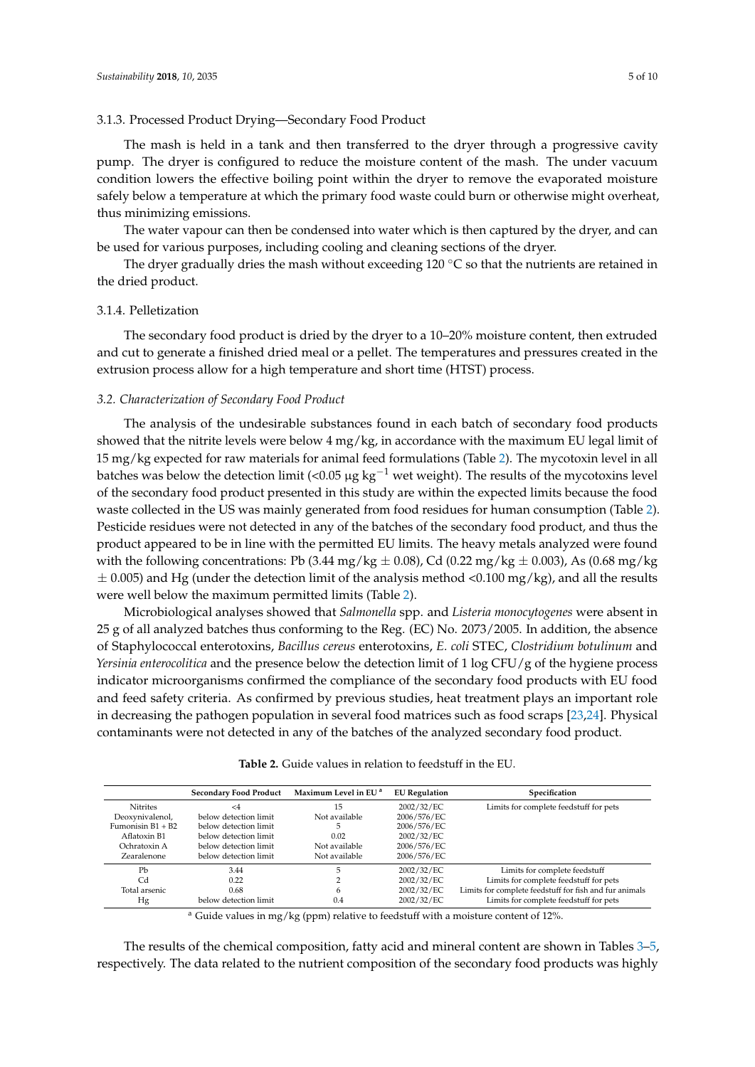#### 3.1.3. Processed Product Drying—Secondary Food Product

The mash is held in a tank and then transferred to the dryer through a progressive cavity pump. The dryer is configured to reduce the moisture content of the mash. The under vacuum condition lowers the effective boiling point within the dryer to remove the evaporated moisture safely below a temperature at which the primary food waste could burn or otherwise might overheat, thus minimizing emissions.

The water vapour can then be condensed into water which is then captured by the dryer, and can be used for various purposes, including cooling and cleaning sections of the dryer.

The dryer gradually dries the mash without exceeding 120 °C so that the nutrients are retained in the dried product.

#### 3.1.4. Pelletization

The secondary food product is dried by the dryer to a 10–20% moisture content, then extruded and cut to generate a finished dried meal or a pellet. The temperatures and pressures created in the extrusion process allow for a high temperature and short time (HTST) process.

### *3.2. Characterization of Secondary Food Product*

The analysis of the undesirable substances found in each batch of secondary food products showed that the nitrite levels were below 4 mg/kg, in accordance with the maximum EU legal limit of 15 mg/kg expected for raw materials for animal feed formulations (Table 2). The mycotoxin level in all batches was below the detection limit (<0.05 μg $kg^{-1}$ wet weight). The results of the mycotoxins level of the secondary food product presented in this study are within the expected limits because the food waste collected in the US was mainly generated from food residues for human consumption (Table 2). Pesticide residues were not detected in any of the batches of the secondary food product, and thus the product appeared to be in line with the permitted EU limits. The heavy metals analyzed were found with the following concentrations: Pb (3.44 mg/kg ± 0.08), Cd (0.22 mg/kg ± 0.003), As (0.68 mg/kg ± 0.005) and Hg (under the detection limit of the analysis method <0.100 mg/kg), and all the results were well below the maximum permitted limits (Table 2).

Microbiological analyses showed that *Salmonella* spp. and *Listeria monocytogenes* were absent in 25 g of all analyzed batches thus conforming to the Reg. (EC) No. 2073/2005. In addition, the absence of Staphylococcal enterotoxins, *Bacillus cereus* enterotoxins, *E. coli* STEC, *Clostridium botulinum* and *Yersinia enterocolitica* and the presence below the detection limit of 1 log CFU/g of the hygiene process indicator microorganisms confirmed the compliance of the secondary food products with EU food and feed safety criteria. As confirmed by previous studies, heat treatment plays an important role in decreasing the pathogen population in several food matrices such as food scraps [23,24]. Physical contaminants were not detected in any of the batches of the analyzed secondary food product.

**Table 2.** Guide values in relation to feedstuff in the EU.

| | Secondary Food Product | Maximum Level in EU [a] | EU Regulation | Specification |
|---|---|---|---|---|
| Nitrites | <4 | 15 | 2002/32/EC | Limits for complete feedstuff for pets |
| Deoxynivalenol, | below detection limit | Not available | 2006/576/EC | |
| Fumonisin B1 + B2 | below detection limit | 5 | 2006/576/EC | |
| Aflatoxin B1 | below detection limit | 0.02 | 2002/32/EC | |
| Ochratoxin A | below detection limit | Not available | 2006/576/EC | |
| Zearalenone | below detection limit | Not available | 2006/576/EC | |
| Pb | 3.44 | 5 | 2002/32/EC | Limits for complete feedstuff |
| Cd | 0.22 | 2 | 2002/32/EC | Limits for complete feedstuff for pets |
| Total arsenic | 0.68 | 6 | 2002/32/EC | Limits for complete feedstuff for fish and fur animals |
| Hg | below detection limit | 0.4 | 2002/32/EC | Limits for complete feedstuff for pets |

[a] Guide values in mg/kg (ppm) relative to feedstuff with a moisture content of 12%.

The results of the chemical composition, fatty acid and mineral content are shown in Tables 3–5, respectively. The data related to the nutrient composition of the secondary food products was highly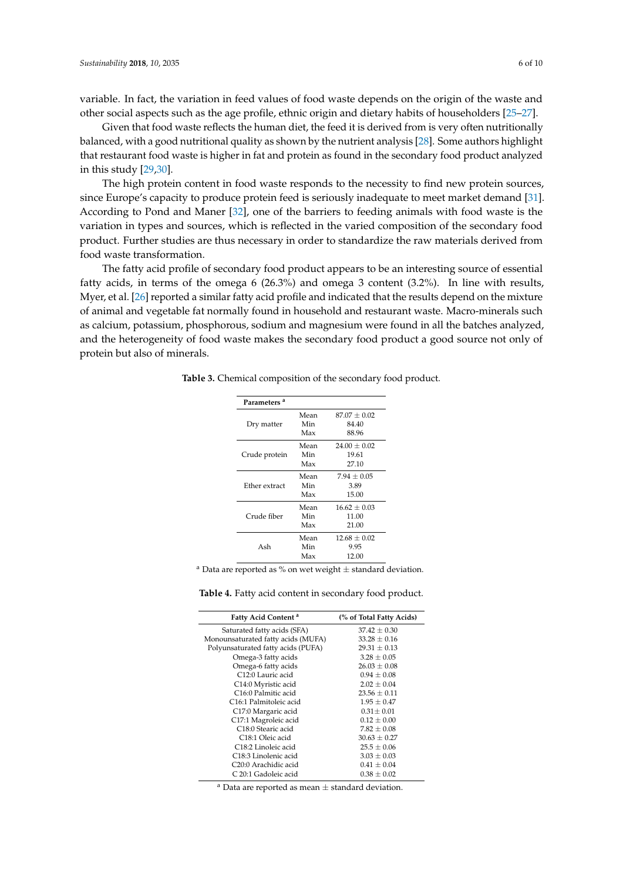variable. In fact, the variation in feed values of food waste depends on the origin of the waste and other social aspects such as the age profile, ethnic origin and dietary habits of householders [25–27].

Given that food waste reflects the human diet, the feed it is derived from is very often nutritionally balanced, with a good nutritional quality as shown by the nutrient analysis [28]. Some authors highlight that restaurant food waste is higher in fat and protein as found in the secondary food product analyzed in this study [29,30].

The high protein content in food waste responds to the necessity to find new protein sources, since Europe's capacity to produce protein feed is seriously inadequate to meet market demand [31]. According to Pond and Maner [32], one of the barriers to feeding animals with food waste is the variation in types and sources, which is reflected in the varied composition of the secondary food product. Further studies are thus necessary in order to standardize the raw materials derived from food waste transformation.

The fatty acid profile of secondary food product appears to be an interesting source of essential fatty acids, in terms of the omega 6 (26.3%) and omega 3 content (3.2%). In line with results, Myer, et al. [26] reported a similar fatty acid profile and indicated that the results depend on the mixture of animal and vegetable fat normally found in household and restaurant waste. Macro-minerals such as calcium, potassium, phosphorous, sodium and magnesium were found in all the batches analyzed, and the heterogeneity of food waste makes the secondary food product a good source not only of protein but also of minerals.

**Table 3.** Chemical composition of the secondary food product.

| Parameters [a] | | |
|---|---|---|
| Dry matter | Mean | 87.07 ± 0.02 |
| | Min | 84.40 |
| | Max | 88.96 |
| Crude protein | Mean | 24.00 ± 0.02 |
| | Min | 19.61 |
| | Max | 27.10 |
| Ether extract | Mean | 7.94 ± 0.05 |
| | Min | 3.89 |
| | Max | 15.00 |
| Crude fiber | Mean | 16.62 ± 0.03 |
| | Min | 11.00 |
| | Max | 21.00 |
| Ash | Mean | 12.68 ± 0.02 |
| | Min | 9.95 |
| | Max | 12.00 |

[a] Data are reported as % on wet weight ± standard deviation.

**Table 4.** Fatty acid content in secondary food product.

| Fatty Acid Content [a] | (% of Total Fatty Acids) |
|---|---|
| Saturated fatty acids (SFA) | 37.42 ± 0.30 |
| Monounsaturated fatty acids (MUFA) | 33.28 ± 0.16 |
| Polyunsaturated fatty acids (PUFA) | 29.31 ± 0.13 |
| Omega-3 fatty acids | 3.28 ± 0.05 |
| Omega-6 fatty acids | 26.03 ± 0.08 |
| C12:0 Lauric acid | 0.94 ± 0.08 |
| C14:0 Myristic acid | 2.02 ± 0.04 |
| C16:0 Palmitic acid | 23.56 ± 0.11 |
| C16:1 Palmitoleic acid | 1.95 ± 0.47 |
| C17:0 Margaric acid | 0.31 ± 0.01 |
| C17:1 Magroleic acid | 0.12 ± 0.00 |
| C18:0 Stearic acid | 7.82 ± 0.08 |
| C18:1 Oleic acid | 30.63 ± 0.27 |
| C18:2 Linoleic acid | 25.5 ± 0.06 |
| C18:3 Linolenic acid | 3.03 ± 0.03 |
| C20:0 Arachidic acid | 0.41 ± 0.04 |
| C 20:1 Gadoleic acid | 0.38 ± 0.02 |

[a] Data are reported as mean ± standard deviation.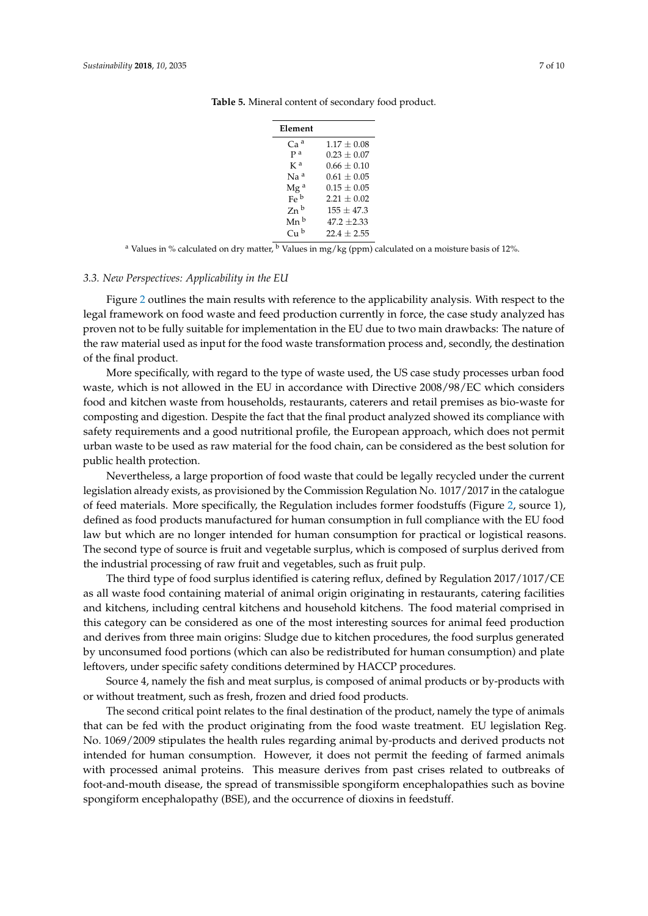**Table 5.** Mineral content of secondary food product.

| Element | |
|---|---|
| Ca [a] | 1.17 ± 0.08 |
| P [a] | 0.23 ± 0.07 |
| K [a] | 0.66 ± 0.10 |
| Na [a] | 0.61 ± 0.05 |
| Mg [a] | 0.15 ± 0.05 |
| Fe [b] | 2.21 ± 0.02 |
| Zn [b] | 155 ± 47.3 |
| Mn [b] | 47.2 ±2.33 |
| Cu [b] | 22.4 ± 2.55 |

[a] Values in % calculated on dry matter, [b] Values in mg/kg (ppm) calculated on a moisture basis of 12%.

### 3.3. New Perspectives: Applicability in the EU

Figure 2 outlines the main results with reference to the applicability analysis. With respect to the legal framework on food waste and feed production currently in force, the case study analyzed has proven not to be fully suitable for implementation in the EU due to two main drawbacks: The nature of the raw material used as input for the food waste transformation process and, secondly, the destination of the final product.

More specifically, with regard to the type of waste used, the US case study processes urban food waste, which is not allowed in the EU in accordance with Directive 2008/98/EC which considers food and kitchen waste from households, restaurants, caterers and retail premises as bio-waste for composting and digestion. Despite the fact that the final product analyzed showed its compliance with safety requirements and a good nutritional profile, the European approach, which does not permit urban waste to be used as raw material for the food chain, can be considered as the best solution for public health protection.

Nevertheless, a large proportion of food waste that could be legally recycled under the current legislation already exists, as provisioned by the Commission Regulation No. 1017/2017 in the catalogue of feed materials. More specifically, the Regulation includes former foodstuffs (Figure 2, source 1), defined as food products manufactured for human consumption in full compliance with the EU food law but which are no longer intended for human consumption for practical or logistical reasons. The second type of source is fruit and vegetable surplus, which is composed of surplus derived from the industrial processing of raw fruit and vegetables, such as fruit pulp.

The third type of food surplus identified is catering reflux, defined by Regulation 2017/1017/CE as all waste food containing material of animal origin originating in restaurants, catering facilities and kitchens, including central kitchens and household kitchens. The food material comprised in this category can be considered as one of the most interesting sources for animal feed production and derives from three main origins: Sludge due to kitchen procedures, the food surplus generated by unconsumed food portions (which can also be redistributed for human consumption) and plate leftovers, under specific safety conditions determined by HACCP procedures.

Source 4, namely the fish and meat surplus, is composed of animal products or by-products with or without treatment, such as fresh, frozen and dried food products.

The second critical point relates to the final destination of the product, namely the type of animals that can be fed with the product originating from the food waste treatment. EU legislation Reg. No. 1069/2009 stipulates the health rules regarding animal by-products and derived products not intended for human consumption. However, it does not permit the feeding of farmed animals with processed animal proteins. This measure derives from past crises related to outbreaks of foot-and-mouth disease, the spread of transmissible spongiform encephalopathies such as bovine spongiform encephalopathy (BSE), and the occurrence of dioxins in feedstuff.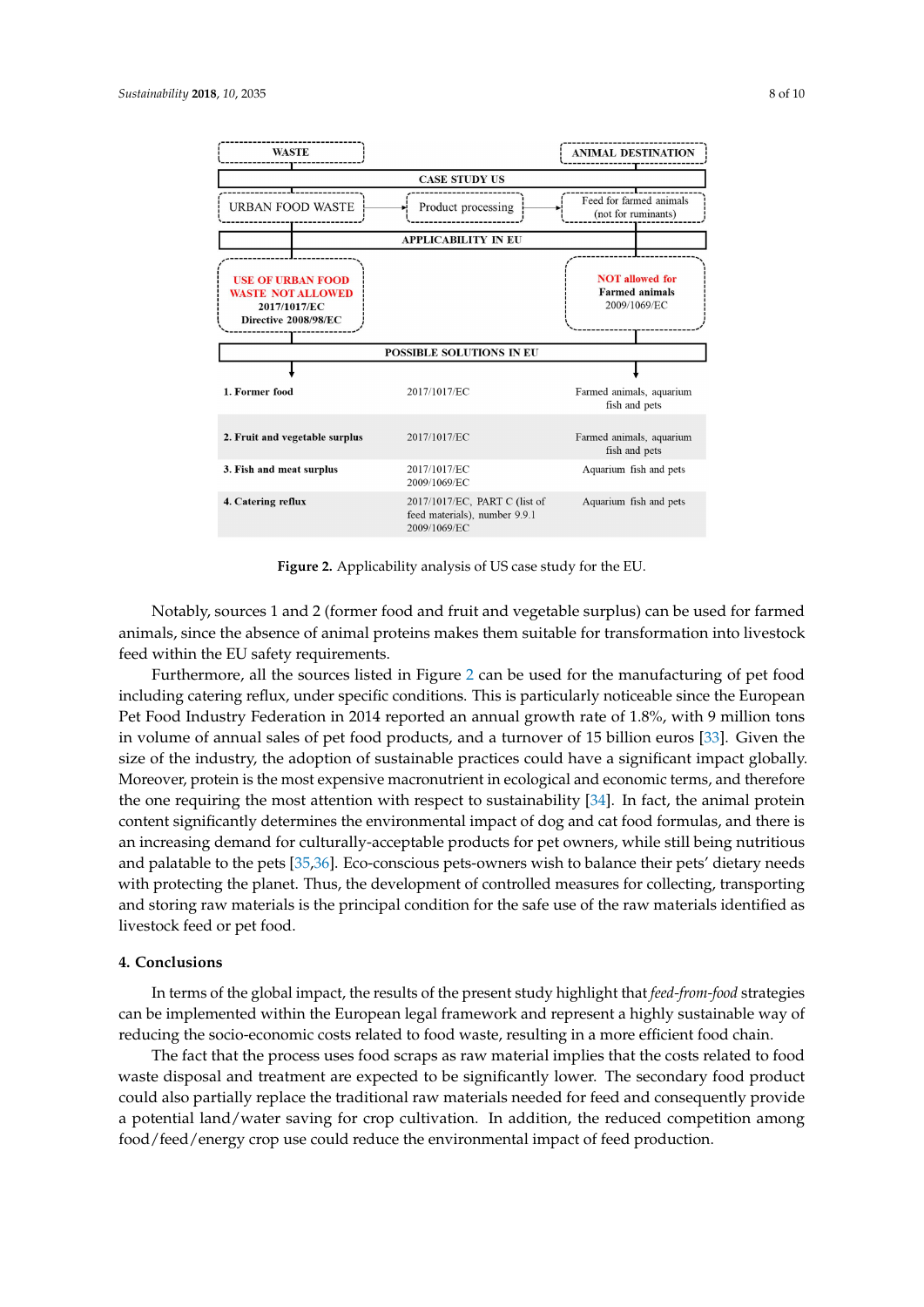| WASTE | | ANIMAL DESTINATION |
|---|---|---|
| **CASE STUDY US** | | |
| URBAN FOOD WASTE | Product processing | Feed for farmed animals (not for ruminants) |
| **APPLICABILITY IN EU** | | |
| **USE OF URBAN FOOD WASTE NOT ALLOWED** 2017/1017/EC Directive 2008/98/EC | | **NOT allowed for Farmed animals** 2009/1069/EC |
| **POSSIBLE SOLUTIONS IN EU** | | |
| **1. Former food** | 2017/1017/EC | Farmed animals, aquarium fish and pets |
| **2. Fruit and vegetable surplus** | 2017/1017/EC | Farmed animals, aquarium fish and pets |
| **3. Fish and meat surplus** | 2017/1017/EC 2009/1069/EC | Aquarium fish and pets |
| **4. Catering reflux** | 2017/1017/EC, PART C (list of feed materials), number 9.9.1 2009/1069/EC | Aquarium fish and pets |

**Figure 2.** Applicability analysis of US case study for the EU.

Notably, sources 1 and 2 (former food and fruit and vegetable surplus) can be used for farmed animals, since the absence of animal proteins makes them suitable for transformation into livestock feed within the EU safety requirements.

Furthermore, all the sources listed in Figure 2 can be used for the manufacturing of pet food including catering reflux, under specific conditions. This is particularly noticeable since the European Pet Food Industry Federation in 2014 reported an annual growth rate of 1.8%, with 9 million tons in volume of annual sales of pet food products, and a turnover of 15 billion euros [33]. Given the size of the industry, the adoption of sustainable practices could have a significant impact globally. Moreover, protein is the most expensive macronutrient in ecological and economic terms, and therefore the one requiring the most attention with respect to sustainability [34]. In fact, the animal protein content significantly determines the environmental impact of dog and cat food formulas, and there is an increasing demand for culturally-acceptable products for pet owners, while still being nutritious and palatable to the pets [35,36]. Eco-conscious pets-owners wish to balance their pets' dietary needs with protecting the planet. Thus, the development of controlled measures for collecting, transporting and storing raw materials is the principal condition for the safe use of the raw materials identified as livestock feed or pet food.

## 4. Conclusions

In terms of the global impact, the results of the present study highlight that *feed-from-food* strategies can be implemented within the European legal framework and represent a highly sustainable way of reducing the socio-economic costs related to food waste, resulting in a more efficient food chain.

The fact that the process uses food scraps as raw material implies that the costs related to food waste disposal and treatment are expected to be significantly lower. The secondary food product could also partially replace the traditional raw materials needed for feed and consequently provide a potential land/water saving for crop cultivation. In addition, the reduced competition among food/feed/energy crop use could reduce the environmental impact of feed production.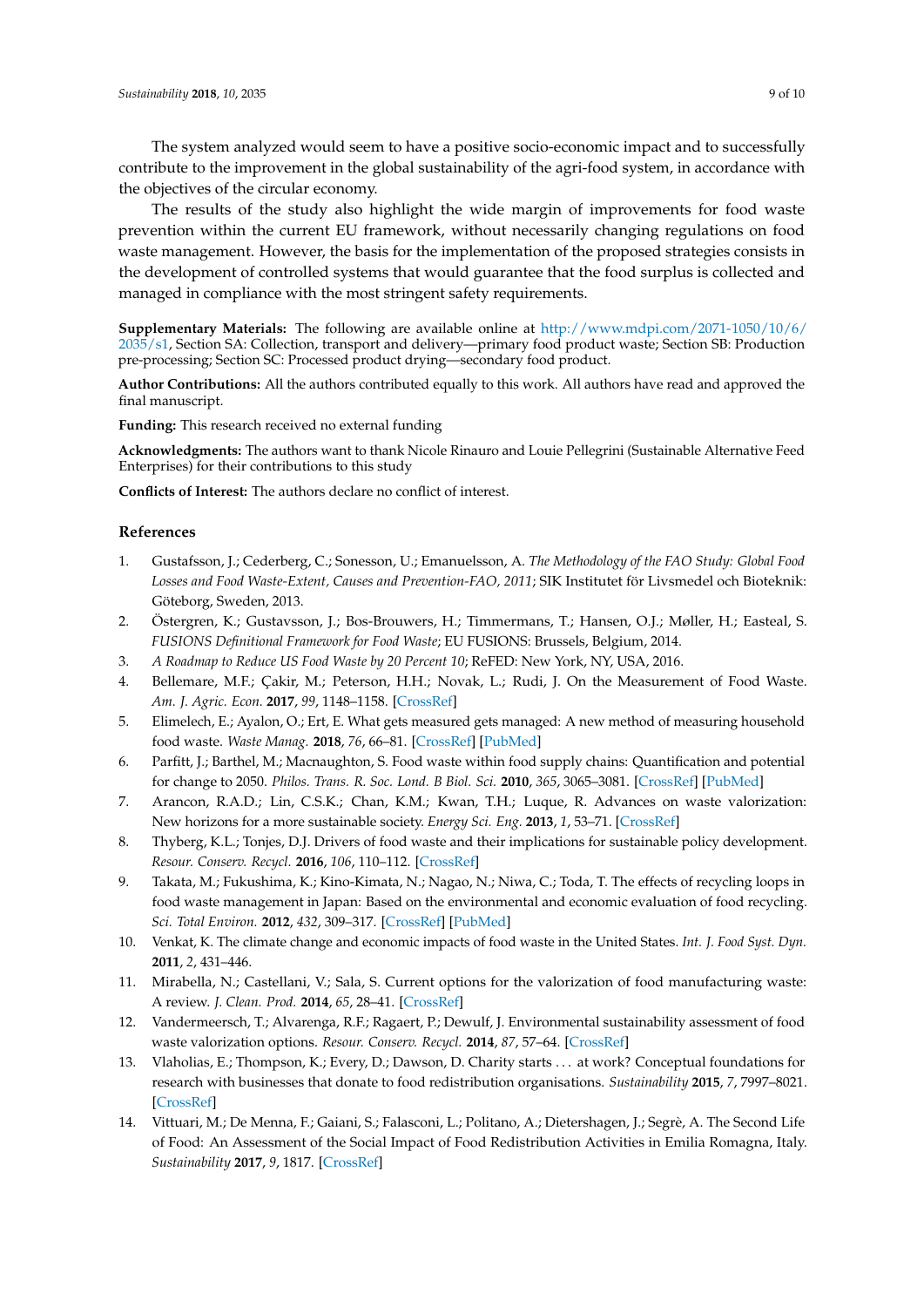The system analyzed would seem to have a positive socio-economic impact and to successfully contribute to the improvement in the global sustainability of the agri-food system, in accordance with the objectives of the circular economy.

The results of the study also highlight the wide margin of improvements for food waste prevention within the current EU framework, without necessarily changing regulations on food waste management. However, the basis for the implementation of the proposed strategies consists in the development of controlled systems that would guarantee that the food surplus is collected and managed in compliance with the most stringent safety requirements.

**Supplementary Materials:** The following are available online at http://www.mdpi.com/2071-1050/10/6/2035/s1, Section SA: Collection, transport and delivery—primary food product waste; Section SB: Production pre-processing; Section SC: Processed product drying—secondary food product.

**Author Contributions:** All the authors contributed equally to this work. All authors have read and approved the final manuscript.

**Funding:** This research received no external funding

**Acknowledgments:** The authors want to thank Nicole Rinauro and Louie Pellegrini (Sustainable Alternative Feed Enterprises) for their contributions to this study

**Conflicts of Interest:** The authors declare no conflict of interest.

## References

1. Gustafsson, J.; Cederberg, C.; Sonesson, U.; Emanuelsson, A. *The Methodology of the FAO Study: Global Food Losses and Food Waste-Extent, Causes and Prevention-FAO, 2011*; SIK Institutet för Livsmedel och Bioteknik: Göteborg, Sweden, 2013.
2. Östergren, K.; Gustavsson, J.; Bos-Brouwers, H.; Timmermans, T.; Hansen, O.J.; Møller, H.; Easteal, S. *FUSIONS Definitional Framework for Food Waste*; EU FUSIONS: Brussels, Belgium, 2014.
3. *A Roadmap to Reduce US Food Waste by 20 Percent 10*; ReFED: New York, NY, USA, 2016.
4. Bellemare, M.F.; Çakir, M.; Peterson, H.H.; Novak, L.; Rudi, J. On the Measurement of Food Waste. *Am. J. Agric. Econ.* **2017**, *99*, 1148–1158. [CrossRef]
5. Elimelech, E.; Ayalon, O.; Ert, E. What gets measured gets managed: A new method of measuring household food waste. *Waste Manag.* **2018**, *76*, 66–81. [CrossRef] [PubMed]
6. Parfitt, J.; Barthel, M.; Macnaughton, S. Food waste within food supply chains: Quantification and potential for change to 2050. *Philos. Trans. R. Soc. Lond. B Biol. Sci.* **2010**, *365*, 3065–3081. [CrossRef] [PubMed]
7. Arancon, R.A.D.; Lin, C.S.K.; Chan, K.M.; Kwan, T.H.; Luque, R. Advances on waste valorization: New horizons for a more sustainable society. *Energy Sci. Eng.* **2013**, *1*, 53–71. [CrossRef]
8. Thyberg, K.L.; Tonjes, D.J. Drivers of food waste and their implications for sustainable policy development. *Resour. Conserv. Recycl.* **2016**, *106*, 110–112. [CrossRef]
9. Takata, M.; Fukushima, K.; Kino-Kimata, N.; Nagao, N.; Niwa, C.; Toda, T. The effects of recycling loops in food waste management in Japan: Based on the environmental and economic evaluation of food recycling. *Sci. Total Environ.* **2012**, *432*, 309–317. [CrossRef] [PubMed]
10. Venkat, K. The climate change and economic impacts of food waste in the United States. *Int. J. Food Syst. Dyn.* **2011**, *2*, 431–446.
11. Mirabella, N.; Castellani, V.; Sala, S. Current options for the valorization of food manufacturing waste: A review. *J. Clean. Prod.* **2014**, *65*, 28–41. [CrossRef]
12. Vandermeersch, T.; Alvarenga, R.F.; Ragaert, P.; Dewulf, J. Environmental sustainability assessment of food waste valorization options. *Resour. Conserv. Recycl.* **2014**, *87*, 57–64. [CrossRef]
13. Vlaholias, E.; Thompson, K.; Every, D.; Dawson, D. Charity starts ... at work? Conceptual foundations for research with businesses that donate to food redistribution organisations. *Sustainability* **2015**, *7*, 7997–8021. [CrossRef]
14. Vittuari, M.; De Menna, F.; Gaiani, S.; Falasconi, L.; Politano, A.; Dietershagen, J.; Segrè, A. The Second Life of Food: An Assessment of the Social Impact of Food Redistribution Activities in Emilia Romagna, Italy. *Sustainability* **2017**, *9*, 1817. [CrossRef]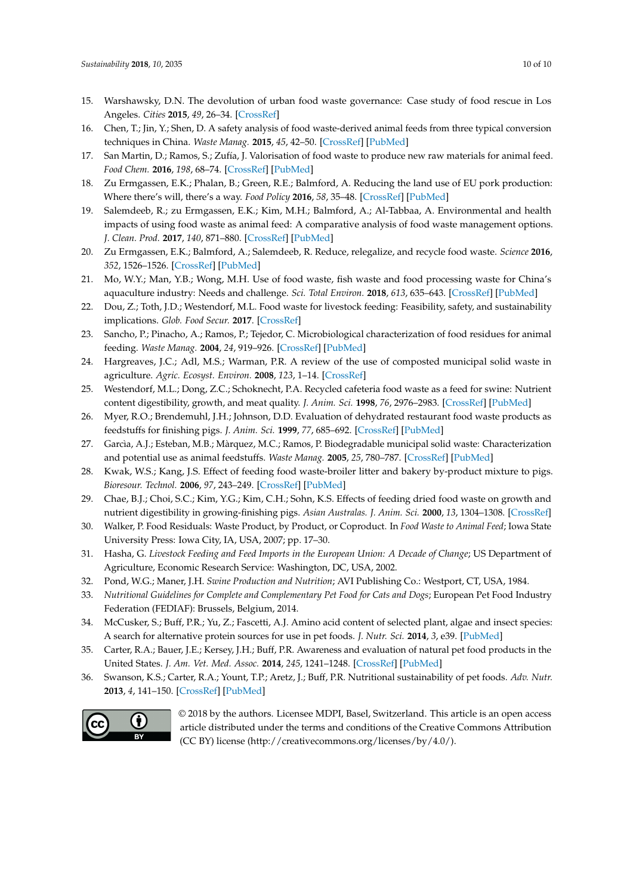15. Warshawsky, D.N. The devolution of urban food waste governance: Case study of food rescue in Los Angeles. *Cities* **2015**, *49*, 26–34. [CrossRef]
16. Chen, T.; Jin, Y.; Shen, D. A safety analysis of food waste-derived animal feeds from three typical conversion techniques in China. *Waste Manag.* **2015**, *45*, 42–50. [CrossRef] [PubMed]
17. San Martin, D.; Ramos, S.; Zufía, J. Valorisation of food waste to produce new raw materials for animal feed. *Food Chem.* **2016**, *198*, 68–74. [CrossRef] [PubMed]
18. Zu Ermgassen, E.K.; Phalan, B.; Green, R.E.; Balmford, A. Reducing the land use of EU pork production: Where there's will, there's a way. *Food Policy* **2016**, *58*, 35–48. [CrossRef] [PubMed]
19. Salemdeeb, R.; zu Ermgassen, E.K.; Kim, M.H.; Balmford, A.; Al-Tabbaa, A. Environmental and health impacts of using food waste as animal feed: A comparative analysis of food waste management options. *J. Clean. Prod.* **2017**, *140*, 871–880. [CrossRef] [PubMed]
20. Zu Ermgassen, E.K.; Balmford, A.; Salemdeeb, R. Reduce, relegalize, and recycle food waste. *Science* **2016**, *352*, 1526–1526. [CrossRef] [PubMed]
21. Mo, W.Y.; Man, Y.B.; Wong, M.H. Use of food waste, fish waste and food processing waste for China's aquaculture industry: Needs and challenge. *Sci. Total Environ.* **2018**, *613*, 635–643. [CrossRef] [PubMed]
22. Dou, Z.; Toth, J.D.; Westendorf, M.L. Food waste for livestock feeding: Feasibility, safety, and sustainability implications. *Glob. Food Secur.* **2017**. [CrossRef]
23. Sancho, P.; Pinacho, A.; Ramos, P.; Tejedor, C. Microbiological characterization of food residues for animal feeding. *Waste Manag.* **2004**, *24*, 919–926. [CrossRef] [PubMed]
24. Hargreaves, J.C.; Adl, M.S.; Warman, P.R. A review of the use of composted municipal solid waste in agriculture. *Agric. Ecosyst. Environ.* **2008**, *123*, 1–14. [CrossRef]
25. Westendorf, M.L.; Dong, Z.C.; Schoknecht, P.A. Recycled cafeteria food waste as a feed for swine: Nutrient content digestibility, growth, and meat quality. *J. Anim. Sci.* **1998**, *76*, 2976–2983. [CrossRef] [PubMed]
26. Myer, R.O.; Brendemuhl, J.H.; Johnson, D.D. Evaluation of dehydrated restaurant food waste products as feedstuffs for finishing pigs. *J. Anim. Sci.* **1999**, *77*, 685–692. [CrossRef] [PubMed]
27. Garcìa, A.J.; Esteban, M.B.; Màrquez, M.C.; Ramos, P. Biodegradable municipal solid waste: Characterization and potential use as animal feedstuffs. *Waste Manag.* **2005**, *25*, 780–787. [CrossRef] [PubMed]
28. Kwak, W.S.; Kang, J.S. Effect of feeding food waste-broiler litter and bakery by-product mixture to pigs. *Bioresour. Technol.* **2006**, *97*, 243–249. [CrossRef] [PubMed]
29. Chae, B.J.; Choi, S.C.; Kim, Y.G.; Kim, C.H.; Sohn, K.S. Effects of feeding dried food waste on growth and nutrient digestibility in growing-finishing pigs. *Asian Australas. J. Anim. Sci.* **2000**, *13*, 1304–1308. [CrossRef]
30. Walker, P. Food Residuals: Waste Product, by Product, or Coproduct. In *Food Waste to Animal Feed*; Iowa State University Press: Iowa City, IA, USA, 2007; pp. 17–30.
31. Hasha, G. *Livestock Feeding and Feed Imports in the European Union: A Decade of Change*; US Department of Agriculture, Economic Research Service: Washington, DC, USA, 2002.
32. Pond, W.G.; Maner, J.H. *Swine Production and Nutrition*; AVI Publishing Co.: Westport, CT, USA, 1984.
33. *Nutritional Guidelines for Complete and Complementary Pet Food for Cats and Dogs*; European Pet Food Industry Federation (FEDIAF): Brussels, Belgium, 2014.
34. McCusker, S.; Buff, P.R.; Yu, Z.; Fascetti, A.J. Amino acid content of selected plant, algae and insect species: A search for alternative protein sources for use in pet foods. *J. Nutr. Sci.* **2014**, *3*, e39. [PubMed]
35. Carter, R.A.; Bauer, J.E.; Kersey, J.H.; Buff, P.R. Awareness and evaluation of natural pet food products in the United States. *J. Am. Vet. Med. Assoc.* **2014**, *245*, 1241–1248. [CrossRef] [PubMed]
36. Swanson, K.S.; Carter, R.A.; Yount, T.P.; Aretz, J.; Buff, P.R. Nutritional sustainability of pet foods. *Adv. Nutr.* **2013**, *4*, 141–150. [CrossRef] [PubMed]

© 2018 by the authors. Licensee MDPI, Basel, Switzerland. This article is an open access article distributed under the terms and conditions of the Creative Commons Attribution (CC BY) license (http://creativecommons.org/licenses/by/4.0/).